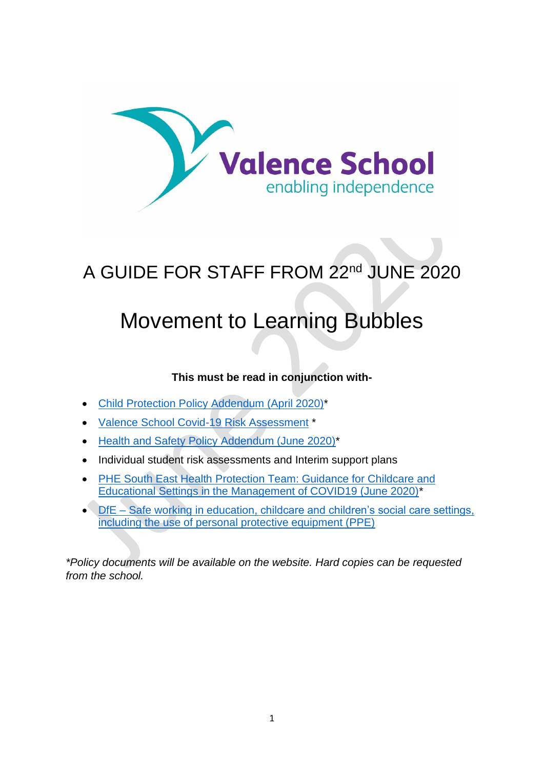Valence School

enabling independence

# A GUIDE FOR STAFF FROM 22nd JUNE 2020

# Movement to Learning Bubbles

**This must be read in conjunction with-**

- Child Protection Policy Addendum (April 2020)*
- Valence School Covid-19 Risk Assessment *
- Health and Safety Policy Addendum (June 2020)*
- Individual student risk assessments and Interim support plans
- PHE South East Health Protection Team: Guidance for Childcare and Educational Settings in the Management of COVID19 (June 2020)*
- DfE – Safe working in education, childcare and children's social care settings, including the use of personal protective equipment (PPE)

*\*Policy documents will be available on the website. Hard copies can be requested from the school.*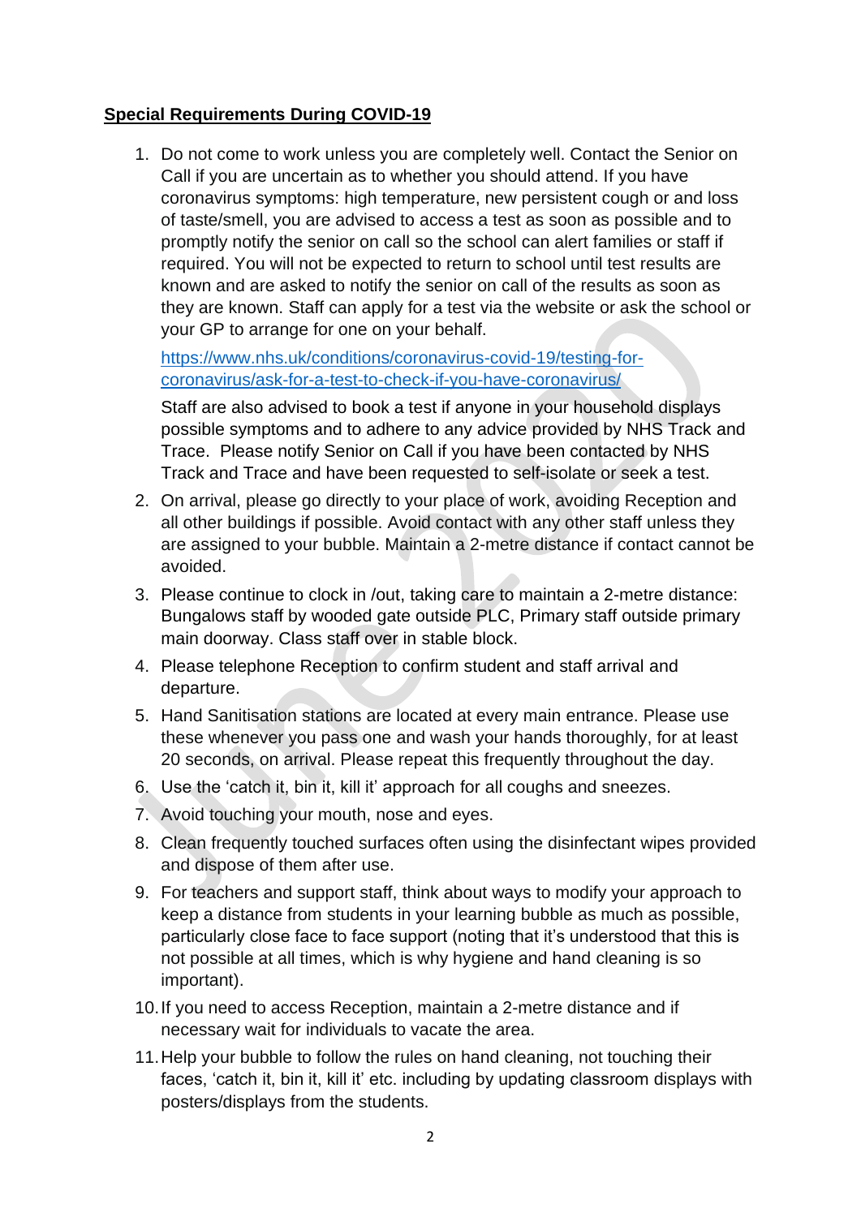**Special Requirements During COVID-19**

1. Do not come to work unless you are completely well. Contact the Senior on Call if you are uncertain as to whether you should attend. If you have coronavirus symptoms: high temperature, new persistent cough or and loss of taste/smell, you are advised to access a test as soon as possible and to promptly notify the senior on call so the school can alert families or staff if required. You will not be expected to return to school until test results are known and are asked to notify the senior on call of the results as soon as they are known. Staff can apply for a test via the website or ask the school or your GP to arrange for one on your behalf.

   https://www.nhs.uk/conditions/coronavirus-covid-19/testing-for-coronavirus/ask-for-a-test-to-check-if-you-have-coronavirus/

   Staff are also advised to book a test if anyone in your household displays possible symptoms and to adhere to any advice provided by NHS Track and Trace. Please notify Senior on Call if you have been contacted by NHS Track and Trace and have been requested to self-isolate or seek a test.

2. On arrival, please go directly to your place of work, avoiding Reception and all other buildings if possible. Avoid contact with any other staff unless they are assigned to your bubble. Maintain a 2-metre distance if contact cannot be avoided.
3. Please continue to clock in /out, taking care to maintain a 2-metre distance: Bungalows staff by wooded gate outside PLC, Primary staff outside primary main doorway. Class staff over in stable block.
4. Please telephone Reception to confirm student and staff arrival and departure.
5. Hand Sanitisation stations are located at every main entrance. Please use these whenever you pass one and wash your hands thoroughly, for at least 20 seconds, on arrival. Please repeat this frequently throughout the day.
6. Use the 'catch it, bin it, kill it' approach for all coughs and sneezes.
7. Avoid touching your mouth, nose and eyes.
8. Clean frequently touched surfaces often using the disinfectant wipes provided and dispose of them after use.
9. For teachers and support staff, think about ways to modify your approach to keep a distance from students in your learning bubble as much as possible, particularly close face to face support (noting that it's understood that this is not possible at all times, which is why hygiene and hand cleaning is so important).
10. If you need to access Reception, maintain a 2-metre distance and if necessary wait for individuals to vacate the area.
11. Help your bubble to follow the rules on hand cleaning, not touching their faces, 'catch it, bin it, kill it' etc. including by updating classroom displays with posters/displays from the students.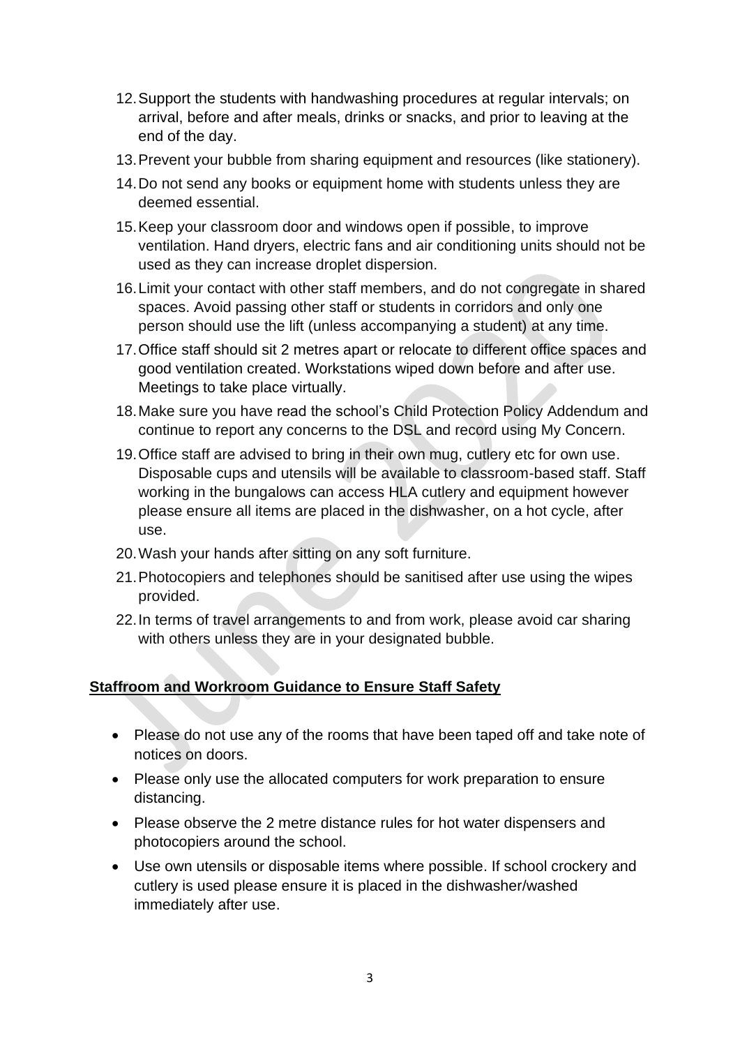12. Support the students with handwashing procedures at regular intervals; on arrival, before and after meals, drinks or snacks, and prior to leaving at the end of the day.
13. Prevent your bubble from sharing equipment and resources (like stationery).
14. Do not send any books or equipment home with students unless they are deemed essential.
15. Keep your classroom door and windows open if possible, to improve ventilation. Hand dryers, electric fans and air conditioning units should not be used as they can increase droplet dispersion.
16. Limit your contact with other staff members, and do not congregate in shared spaces. Avoid passing other staff or students in corridors and only one person should use the lift (unless accompanying a student) at any time.
17. Office staff should sit 2 metres apart or relocate to different office spaces and good ventilation created. Workstations wiped down before and after use. Meetings to take place virtually.
18. Make sure you have read the school's Child Protection Policy Addendum and continue to report any concerns to the DSL and record using My Concern.
19. Office staff are advised to bring in their own mug, cutlery etc for own use. Disposable cups and utensils will be available to classroom-based staff. Staff working in the bungalows can access HLA cutlery and equipment however please ensure all items are placed in the dishwasher, on a hot cycle, after use.
20. Wash your hands after sitting on any soft furniture.
21. Photocopiers and telephones should be sanitised after use using the wipes provided.
22. In terms of travel arrangements to and from work, please avoid car sharing with others unless they are in your designated bubble.

**Staffroom and Workroom Guidance to Ensure Staff Safety**

- Please do not use any of the rooms that have been taped off and take note of notices on doors.
- Please only use the allocated computers for work preparation to ensure distancing.
- Please observe the 2 metre distance rules for hot water dispensers and photocopiers around the school.
- Use own utensils or disposable items where possible. If school crockery and cutlery is used please ensure it is placed in the dishwasher/washed immediately after use.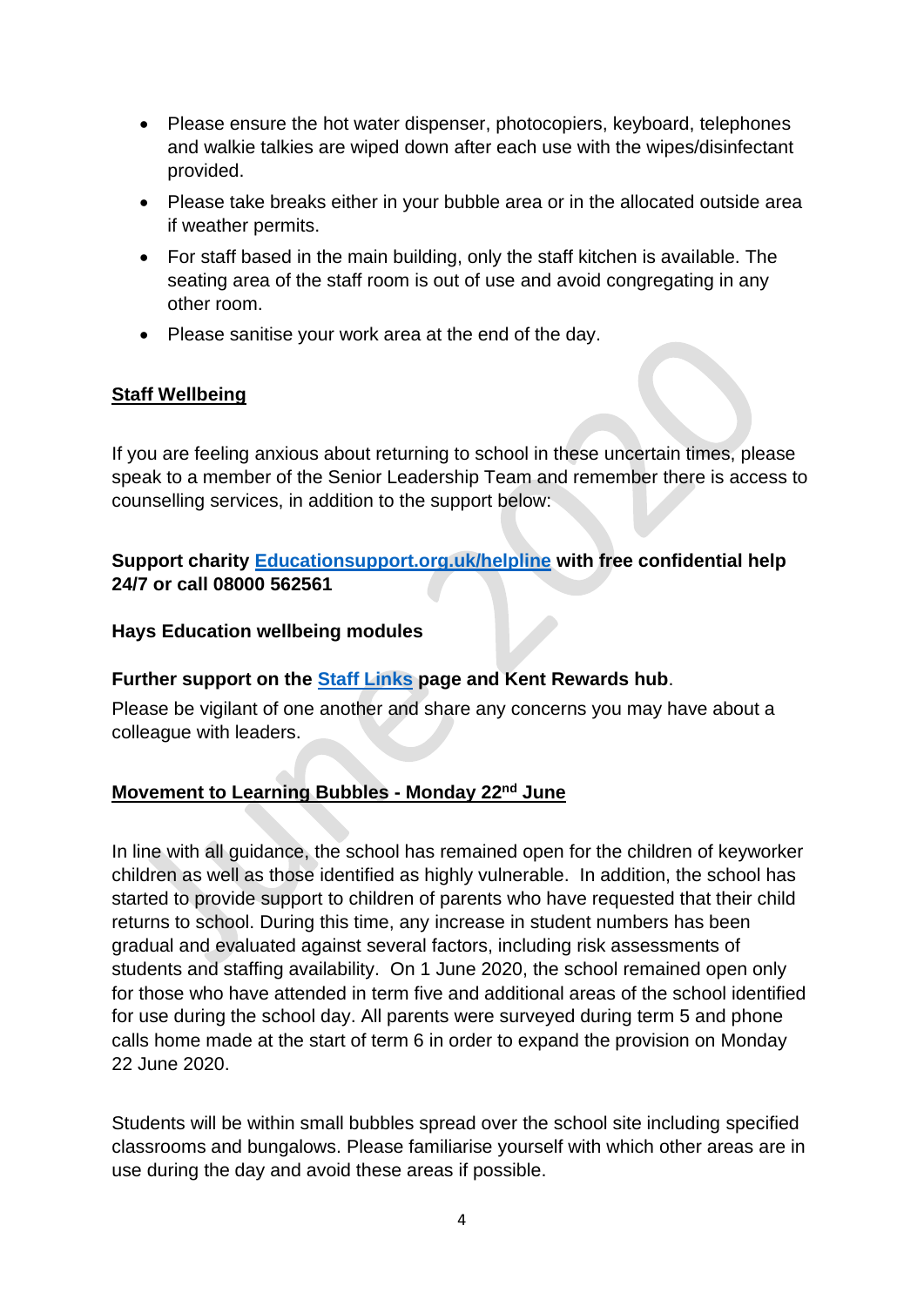- Please ensure the hot water dispenser, photocopiers, keyboard, telephones and walkie talkies are wiped down after each use with the wipes/disinfectant provided.
- Please take breaks either in your bubble area or in the allocated outside area if weather permits.
- For staff based in the main building, only the staff kitchen is available. The seating area of the staff room is out of use and avoid congregating in any other room.
- Please sanitise your work area at the end of the day.

## Staff Wellbeing

If you are feeling anxious about returning to school in these uncertain times, please speak to a member of the Senior Leadership Team and remember there is access to counselling services, in addition to the support below:

**Support charity [Educationsupport.org.uk/helpline](Educationsupport.org.uk/helpline) with free confidential help 24/7 or call 08000 562561**

**Hays Education wellbeing modules**

**Further support on the Staff Links page and Kent Rewards hub**.

Please be vigilant of one another and share any concerns you may have about a colleague with leaders.

## Movement to Learning Bubbles - Monday 22nd June

In line with all guidance, the school has remained open for the children of keyworker children as well as those identified as highly vulnerable. In addition, the school has started to provide support to children of parents who have requested that their child returns to school. During this time, any increase in student numbers has been gradual and evaluated against several factors, including risk assessments of students and staffing availability. On 1 June 2020, the school remained open only for those who have attended in term five and additional areas of the school identified for use during the school day. All parents were surveyed during term 5 and phone calls home made at the start of term 6 in order to expand the provision on Monday 22 June 2020.

Students will be within small bubbles spread over the school site including specified classrooms and bungalows. Please familiarise yourself with which other areas are in use during the day and avoid these areas if possible.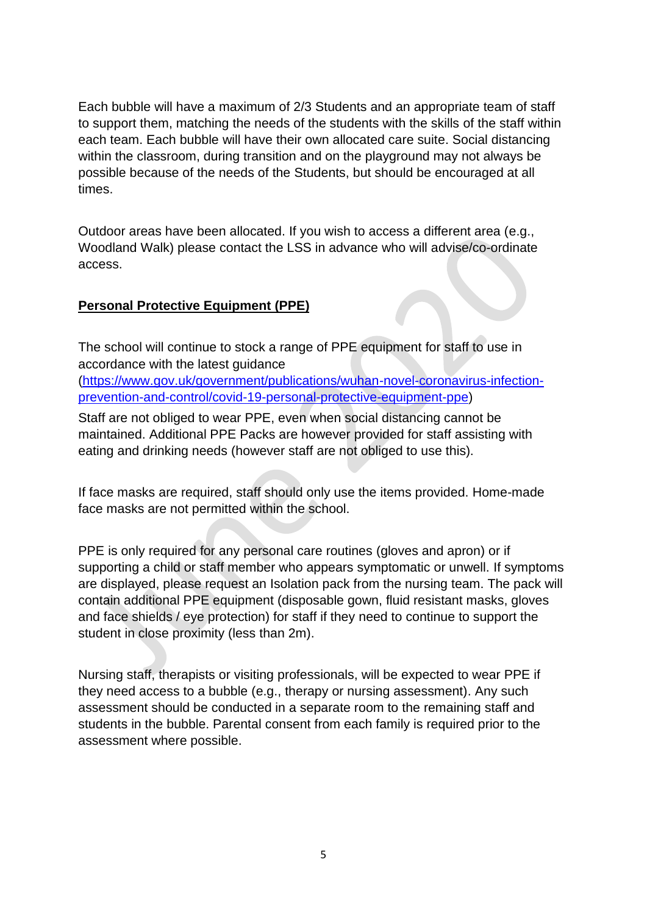Each bubble will have a maximum of 2/3 Students and an appropriate team of staff to support them, matching the needs of the students with the skills of the staff within each team. Each bubble will have their own allocated care suite. Social distancing within the classroom, during transition and on the playground may not always be possible because of the needs of the Students, but should be encouraged at all times.

Outdoor areas have been allocated. If you wish to access a different area (e.g., Woodland Walk) please contact the LSS in advance who will advise/co-ordinate access.

**Personal Protective Equipment (PPE)**

The school will continue to stock a range of PPE equipment for staff to use in accordance with the latest guidance (https://www.gov.uk/government/publications/wuhan-novel-coronavirus-infection-prevention-and-control/covid-19-personal-protective-equipment-ppe)

Staff are not obliged to wear PPE, even when social distancing cannot be maintained. Additional PPE Packs are however provided for staff assisting with eating and drinking needs (however staff are not obliged to use this).

If face masks are required, staff should only use the items provided. Home-made face masks are not permitted within the school.

PPE is only required for any personal care routines (gloves and apron) or if supporting a child or staff member who appears symptomatic or unwell. If symptoms are displayed, please request an Isolation pack from the nursing team. The pack will contain additional PPE equipment (disposable gown, fluid resistant masks, gloves and face shields / eye protection) for staff if they need to continue to support the student in close proximity (less than 2m).

Nursing staff, therapists or visiting professionals, will be expected to wear PPE if they need access to a bubble (e.g., therapy or nursing assessment). Any such assessment should be conducted in a separate room to the remaining staff and students in the bubble. Parental consent from each family is required prior to the assessment where possible.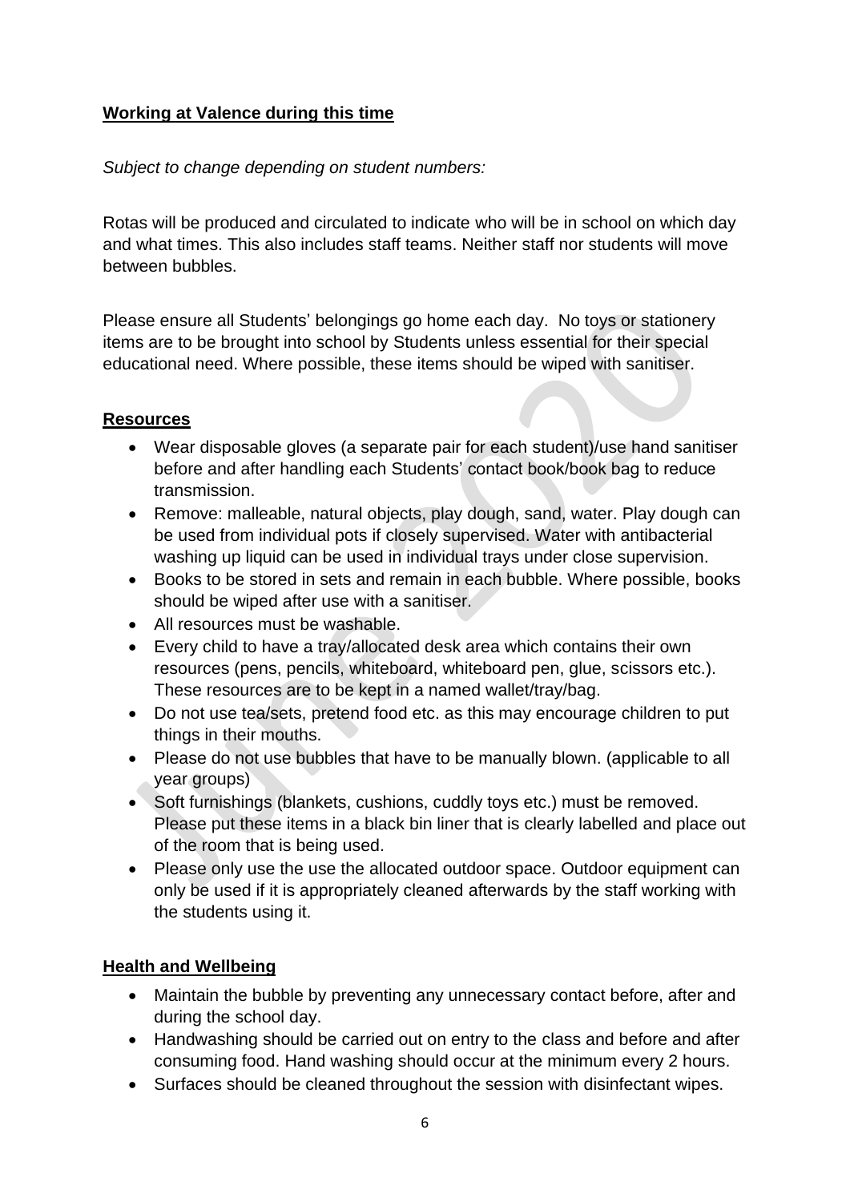**Working at Valence during this time**

*Subject to change depending on student numbers:*

Rotas will be produced and circulated to indicate who will be in school on which day and what times. This also includes staff teams. Neither staff nor students will move between bubbles.

Please ensure all Students' belongings go home each day. No toys or stationery items are to be brought into school by Students unless essential for their special educational need. Where possible, these items should be wiped with sanitiser.

**Resources**

- Wear disposable gloves (a separate pair for each student)/use hand sanitiser before and after handling each Students' contact book/book bag to reduce transmission.
- Remove: malleable, natural objects, play dough, sand, water. Play dough can be used from individual pots if closely supervised. Water with antibacterial washing up liquid can be used in individual trays under close supervision.
- Books to be stored in sets and remain in each bubble. Where possible, books should be wiped after use with a sanitiser.
- All resources must be washable.
- Every child to have a tray/allocated desk area which contains their own resources (pens, pencils, whiteboard, whiteboard pen, glue, scissors etc.). These resources are to be kept in a named wallet/tray/bag.
- Do not use tea/sets, pretend food etc. as this may encourage children to put things in their mouths.
- Please do not use bubbles that have to be manually blown. (applicable to all year groups)
- Soft furnishings (blankets, cushions, cuddly toys etc.) must be removed. Please put these items in a black bin liner that is clearly labelled and place out of the room that is being used.
- Please only use the use the allocated outdoor space. Outdoor equipment can only be used if it is appropriately cleaned afterwards by the staff working with the students using it.

**Health and Wellbeing**

- Maintain the bubble by preventing any unnecessary contact before, after and during the school day.
- Handwashing should be carried out on entry to the class and before and after consuming food. Hand washing should occur at the minimum every 2 hours.
- Surfaces should be cleaned throughout the session with disinfectant wipes.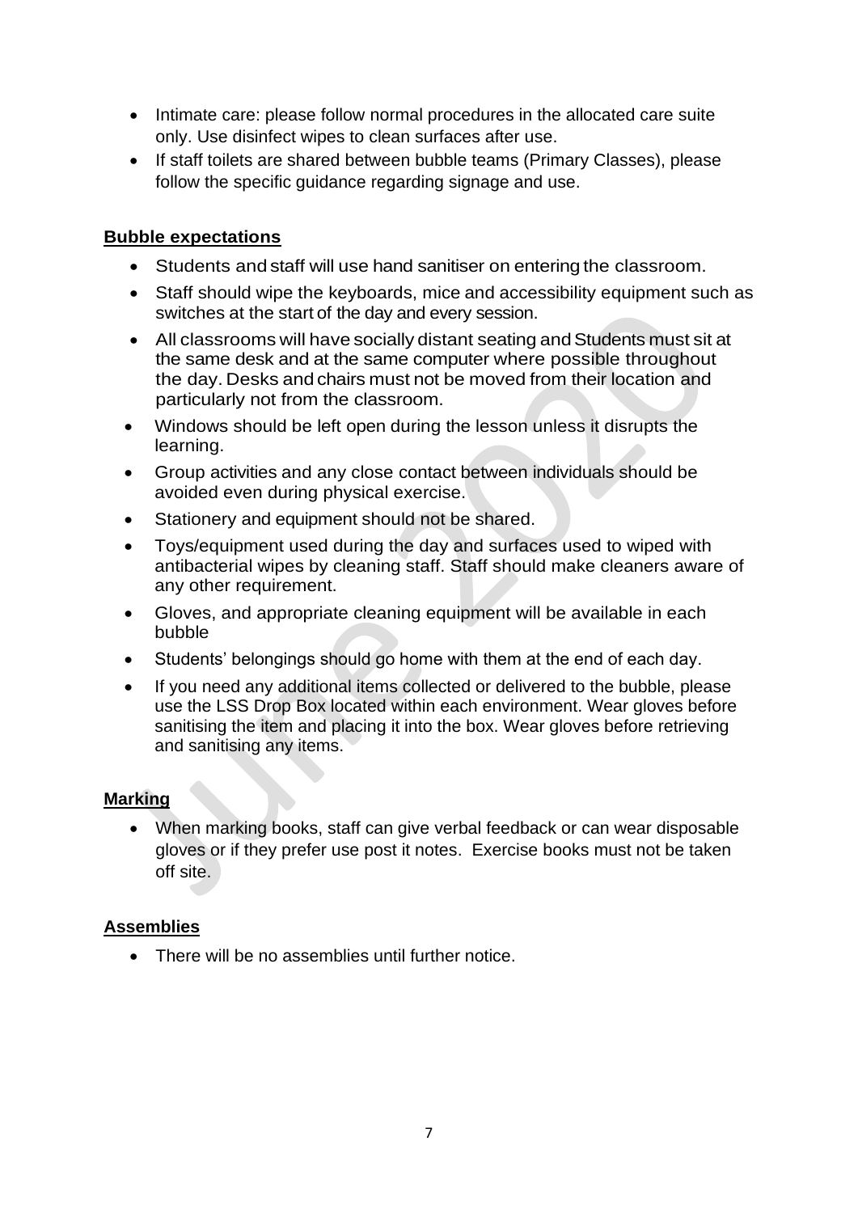- Intimate care: please follow normal procedures in the allocated care suite only. Use disinfect wipes to clean surfaces after use.
- If staff toilets are shared between bubble teams (Primary Classes), please follow the specific guidance regarding signage and use.

**Bubble expectations**

- Students and staff will use hand sanitiser on entering the classroom.
- Staff should wipe the keyboards, mice and accessibility equipment such as switches at the start of the day and every session.
- All classrooms will have socially distant seating and Students must sit at the same desk and at the same computer where possible throughout the day. Desks and chairs must not be moved from their location and particularly not from the classroom.
- Windows should be left open during the lesson unless it disrupts the learning.
- Group activities and any close contact between individuals should be avoided even during physical exercise.
- Stationery and equipment should not be shared.
- Toys/equipment used during the day and surfaces used to wiped with antibacterial wipes by cleaning staff. Staff should make cleaners aware of any other requirement.
- Gloves, and appropriate cleaning equipment will be available in each bubble
- Students' belongings should go home with them at the end of each day.
- If you need any additional items collected or delivered to the bubble, please use the LSS Drop Box located within each environment. Wear gloves before sanitising the item and placing it into the box. Wear gloves before retrieving and sanitising any items.

**Marking**

- When marking books, staff can give verbal feedback or can wear disposable gloves or if they prefer use post it notes. Exercise books must not be taken off site.

**Assemblies**

- There will be no assemblies until further notice.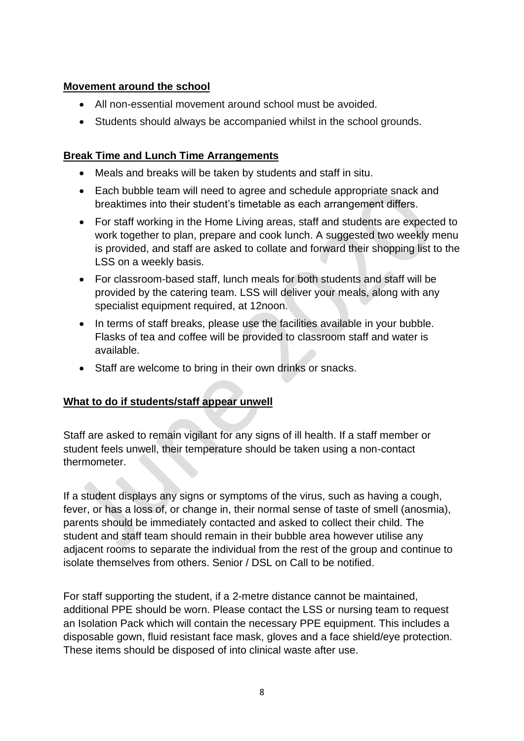**Movement around the school**

- All non-essential movement around school must be avoided.
- Students should always be accompanied whilst in the school grounds.

**Break Time and Lunch Time Arrangements**

- Meals and breaks will be taken by students and staff in situ.
- Each bubble team will need to agree and schedule appropriate snack and breaktimes into their student's timetable as each arrangement differs.
- For staff working in the Home Living areas, staff and students are expected to work together to plan, prepare and cook lunch. A suggested two weekly menu is provided, and staff are asked to collate and forward their shopping list to the LSS on a weekly basis.
- For classroom-based staff, lunch meals for both students and staff will be provided by the catering team. LSS will deliver your meals, along with any specialist equipment required, at 12noon.
- In terms of staff breaks, please use the facilities available in your bubble. Flasks of tea and coffee will be provided to classroom staff and water is available.
- Staff are welcome to bring in their own drinks or snacks.

**What to do if students/staff appear unwell**

Staff are asked to remain vigilant for any signs of ill health. If a staff member or student feels unwell, their temperature should be taken using a non-contact thermometer.

If a student displays any signs or symptoms of the virus, such as having a cough, fever, or has a loss of, or change in, their normal sense of taste of smell (anosmia), parents should be immediately contacted and asked to collect their child. The student and staff team should remain in their bubble area however utilise any adjacent rooms to separate the individual from the rest of the group and continue to isolate themselves from others. Senior / DSL on Call to be notified.

For staff supporting the student, if a 2-metre distance cannot be maintained, additional PPE should be worn. Please contact the LSS or nursing team to request an Isolation Pack which will contain the necessary PPE equipment. This includes a disposable gown, fluid resistant face mask, gloves and a face shield/eye protection. These items should be disposed of into clinical waste after use.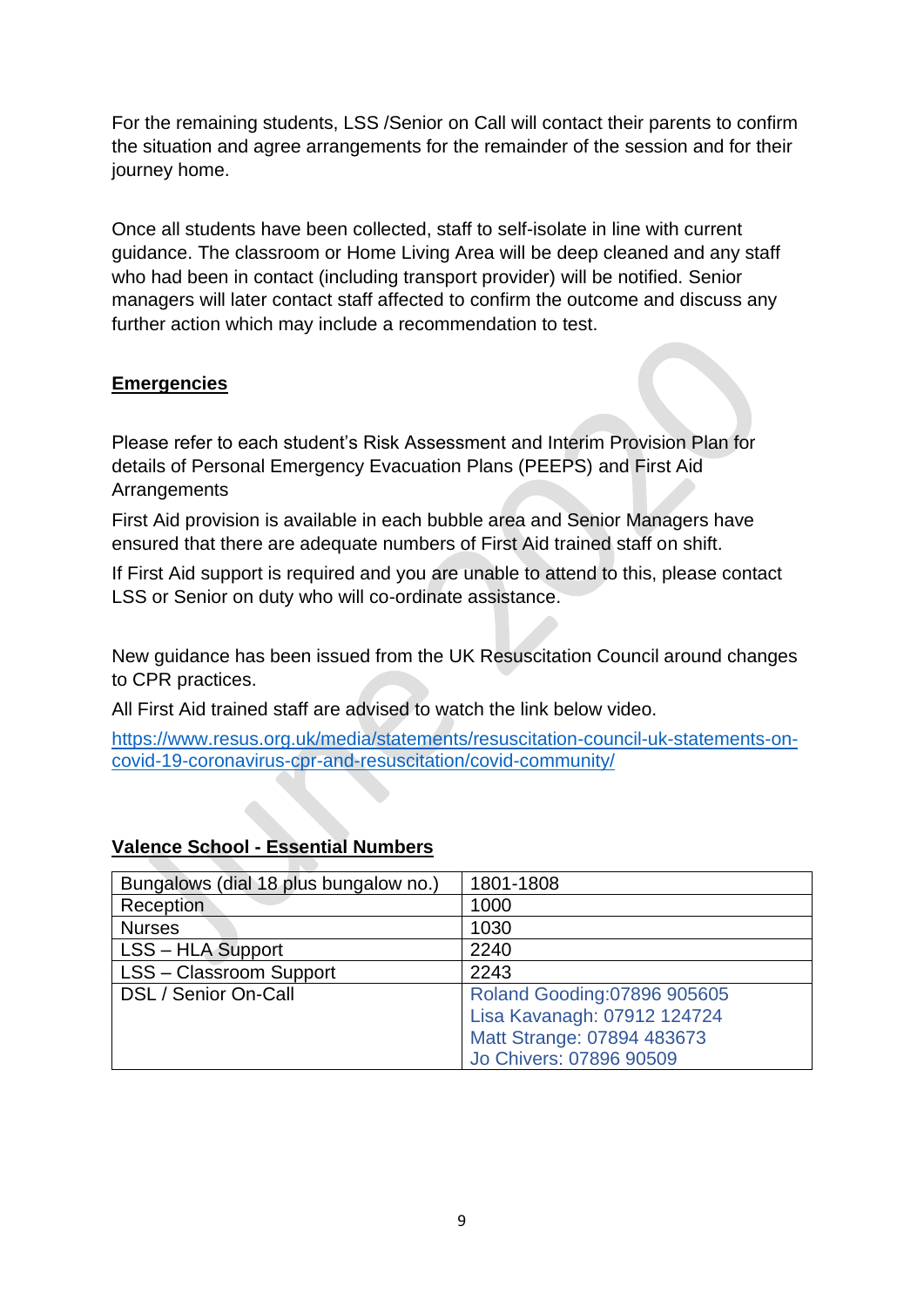For the remaining students, LSS /Senior on Call will contact their parents to confirm the situation and agree arrangements for the remainder of the session and for their journey home.

Once all students have been collected, staff to self-isolate in line with current guidance. The classroom or Home Living Area will be deep cleaned and any staff who had been in contact (including transport provider) will be notified. Senior managers will later contact staff affected to confirm the outcome and discuss any further action which may include a recommendation to test.

## Emergencies

Please refer to each student's Risk Assessment and Interim Provision Plan for details of Personal Emergency Evacuation Plans (PEEPS) and First Aid Arrangements

First Aid provision is available in each bubble area and Senior Managers have ensured that there are adequate numbers of First Aid trained staff on shift.

If First Aid support is required and you are unable to attend to this, please contact LSS or Senior on duty who will co-ordinate assistance.

New guidance has been issued from the UK Resuscitation Council around changes to CPR practices.

All First Aid trained staff are advised to watch the link below video.

https://www.resus.org.uk/media/statements/resuscitation-council-uk-statements-on-covid-19-coronavirus-cpr-and-resuscitation/covid-community/

## Valence School - Essential Numbers

| | |
|---|---|
| Bungalows (dial 18 plus bungalow no.) | 1801-1808 |
| Reception | 1000 |
| Nurses | 1030 |
| LSS – HLA Support | 2240 |
| LSS – Classroom Support | 2243 |
| DSL / Senior On-Call | Roland Gooding:07896 905605<br>Lisa Kavanagh: 07912 124724<br>Matt Strange: 07894 483673<br>Jo Chivers: 07896 90509 |